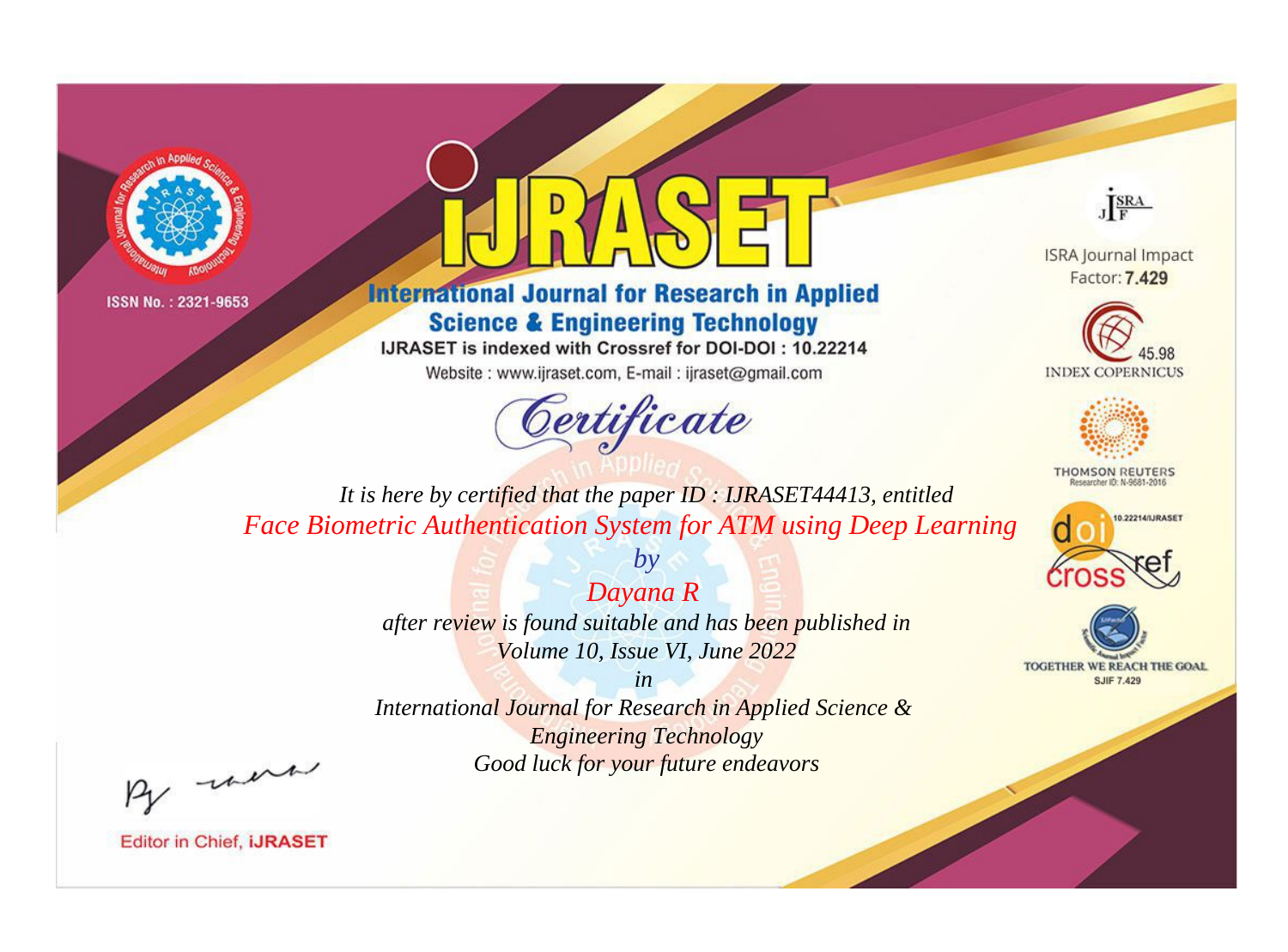ISSN No. : 2321-9653

# iJRASET

## International Journal for Research in Applied Science & Engineering Technology

IJRASET is indexed with Crossref for DOI-DOI : 10.22214

Website : www.ijraset.com, E-mail : ijraset@gmail.com

ISRA Journal Impact Factor: **7.429**

45.98 INDEX COPERNICUS

THOMSON REUTERS Researcher ID: N-9681-2016

10.22214/IJRASET

TOGETHER WE REACH THE GOAL SJIF 7.429

## *Certificate*

*It is here by certified that the paper ID : IJRASET44413, entitled*

*Face Biometric Authentication System for ATM using Deep Learning*

*by*

*Dayana R*

*after review is found suitable and has been published in*

*Volume 10, Issue VI, June 2022*

*in*

*International Journal for Research in Applied Science & Engineering Technology*

*Good luck for your future endeavors*

Editor in Chief, **iJRASET**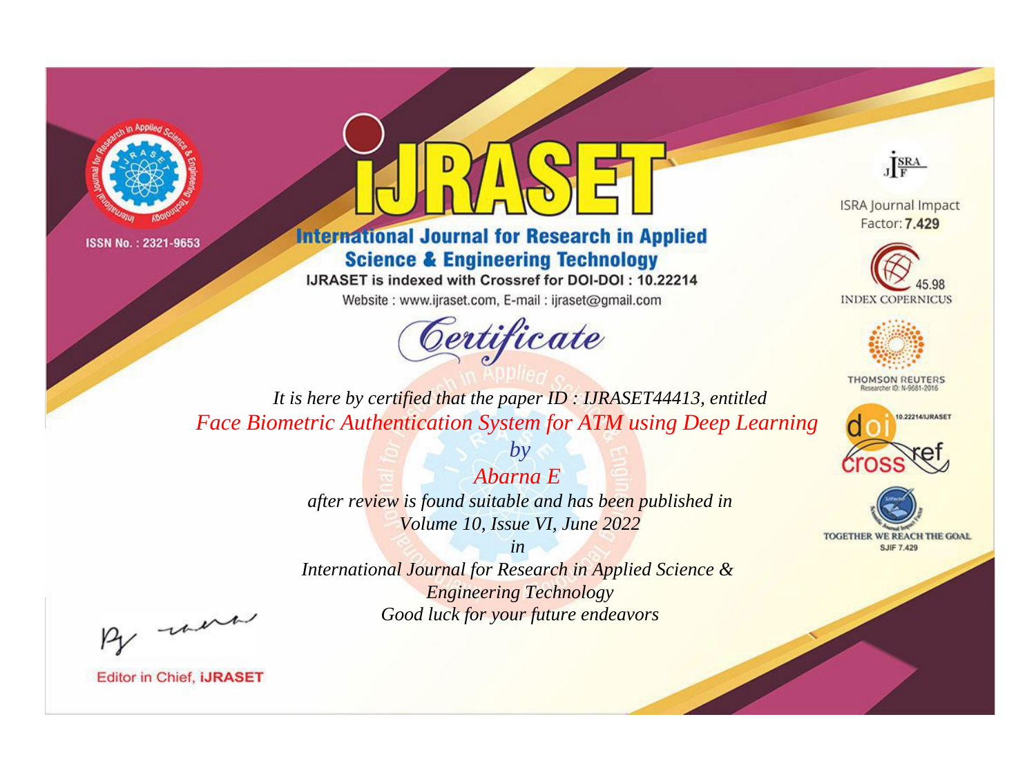ISSN No. : 2321-9653

# iJRASET

## International Journal for Research in Applied Science & Engineering Technology

IJRASET is indexed with Crossref for DOI-DOI : 10.22214

Website : www.ijraset.com, E-mail : ijraset@gmail.com

ISRA Journal Impact Factor: **7.429**

45.98 INDEX COPERNICUS

THOMSON REUTERS Researcher ID: N-9681-2016

10.22214/IJRASET

TOGETHER WE REACH THE GOAL SJIF 7.429

## *Certificate*

*It is here by certified that the paper ID : IJRASET44413, entitled*

*Face Biometric Authentication System for ATM using Deep Learning*

*by*

*Abarna E*

*after review is found suitable and has been published in*

*Volume 10, Issue VI, June 2022*

*in*

*International Journal for Research in Applied Science & Engineering Technology*

*Good luck for your future endeavors*

Editor in Chief, **iJRASET**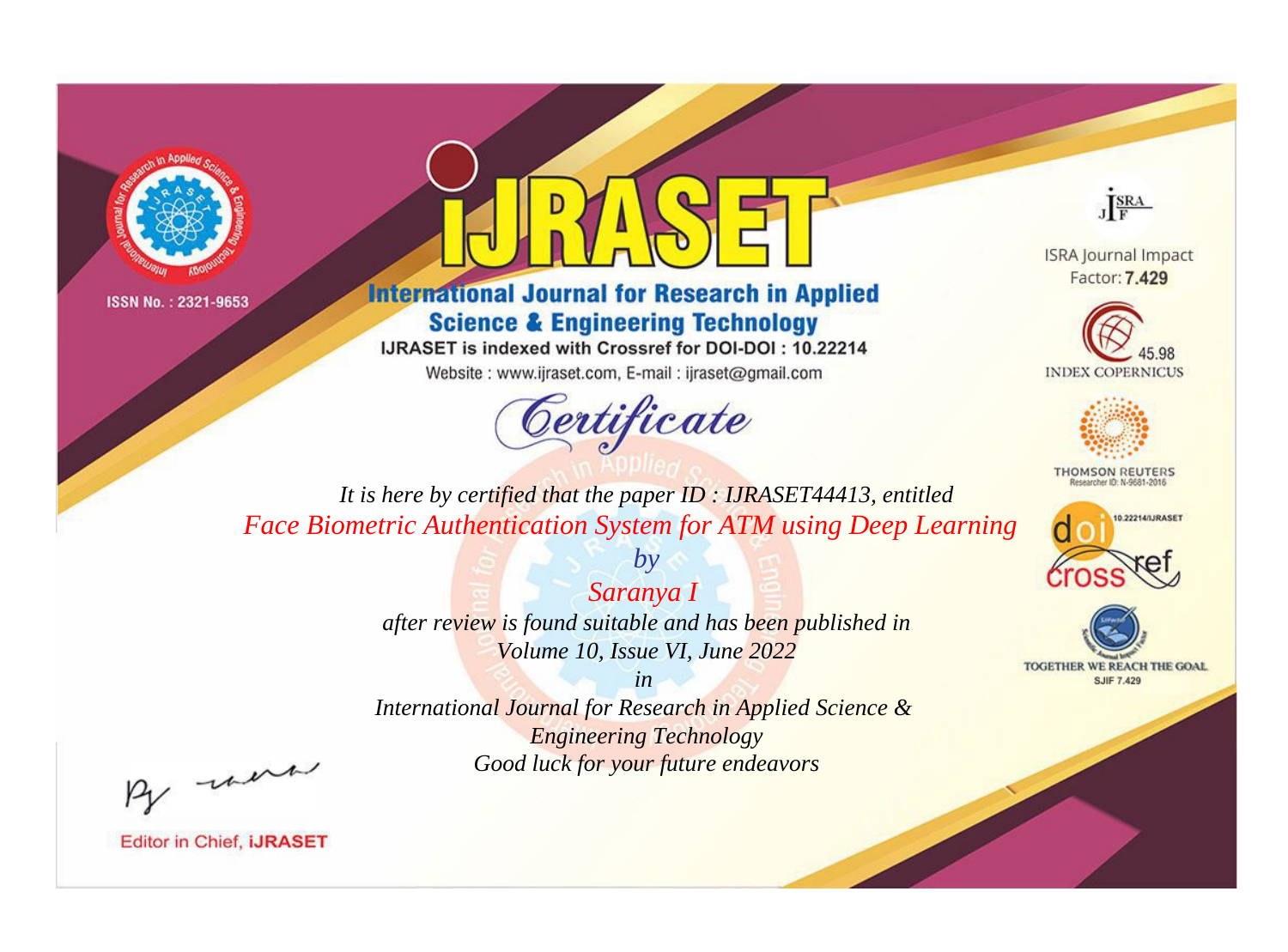ISSN No. : 2321-9653

# iJRASET

## International Journal for Research in Applied Science & Engineering Technology

IJRASET is indexed with Crossref for DOI-DOI : 10.22214

Website : www.ijraset.com, E-mail : ijraset@gmail.com

*Certificate*

*It is here by certified that the paper ID : IJRASET44413, entitled*

*Face Biometric Authentication System for ATM using Deep Learning*

*by*

*Saranya I*

*after review is found suitable and has been published in*

*Volume 10, Issue VI, June 2022*

*in*

*International Journal for Research in Applied Science & Engineering Technology*

*Good luck for your future endeavors*

ISRA Journal Impact Factor: **7.429**

45.98 INDEX COPERNICUS

THOMSON REUTERS Researcher ID: N-9681-2016

10.22214/IJRASET

TOGETHER WE REACH THE GOAL SJIF 7.429

Editor in Chief, **iJRASET**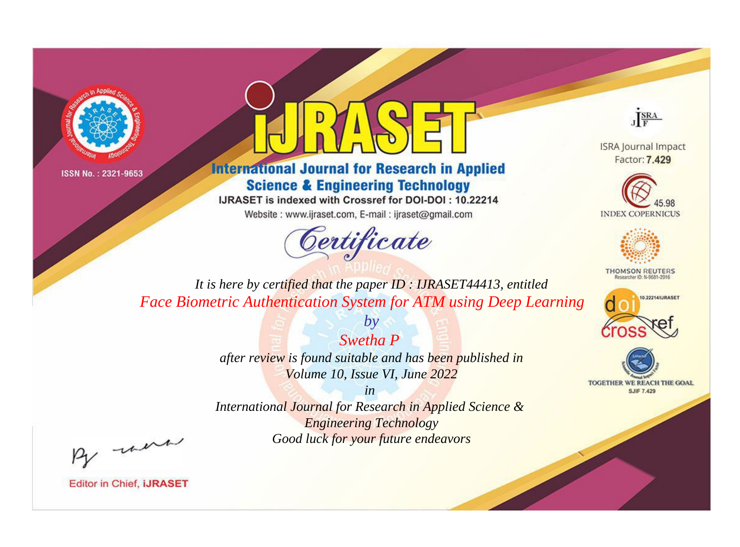ISSN No. : 2321-9653

# IJRASET

## International Journal for Research in Applied Science & Engineering Technology

IJRASET is indexed with Crossref for DOI-DOI : 10.22214

Website : www.ijraset.com, E-mail : ijraset@gmail.com

*Certificate*

*It is here by certified that the paper ID : IJRASET44413, entitled*

*Face Biometric Authentication System for ATM using Deep Learning*

*by*

*Swetha P*

*after review is found suitable and has been published in*

*Volume 10, Issue VI, June 2022*

*in*

*International Journal for Research in Applied Science & Engineering Technology*

*Good luck for your future endeavors*

ISRA Journal Impact Factor: **7.429**

45.98 INDEX COPERNICUS

THOMSON REUTERS Researcher ID: N-9681-2016

10.22214/IJRASET

TOGETHER WE REACH THE GOAL SJIF 7.429

Editor in Chief, **iJRASET**